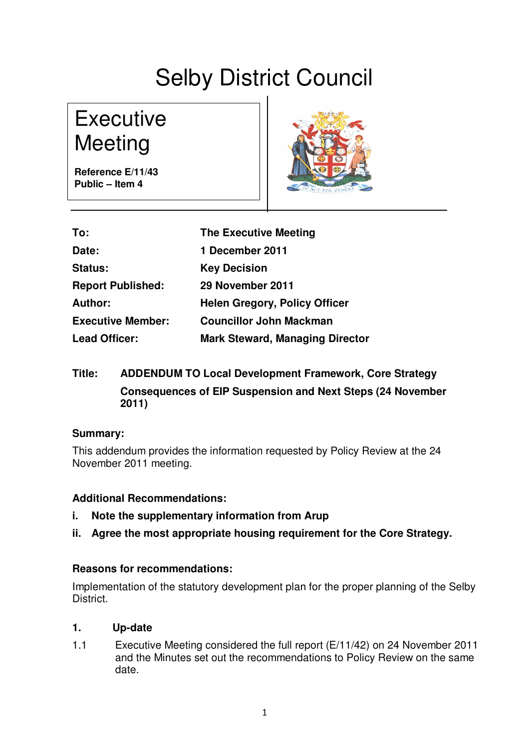# Selby District Council

## Executive Meeting

**Reference E/11/43**
**Public – Item 4**

| | |
|---|---|
| **To:** | **The Executive Meeting** |
| **Date:** | **1 December 2011** |
| **Status:** | **Key Decision** |
| **Report Published:** | **29 November 2011** |
| **Author:** | **Helen Gregory, Policy Officer** |
| **Executive Member:** | **Councillor John Mackman** |
| **Lead Officer:** | **Mark Steward, Managing Director** |

**Title:** **ADDENDUM TO Local Development Framework, Core Strategy Consequences of EIP Suspension and Next Steps (24 November 2011)**

### Summary:

This addendum provides the information requested by Policy Review at the 24 November 2011 meeting.

### Additional Recommendations:

i. **Note the supplementary information from Arup**

ii. **Agree the most appropriate housing requirement for the Core Strategy.**

### Reasons for recommendations:

Implementation of the statutory development plan for the proper planning of the Selby District.

### 1. Up-date

1.1 Executive Meeting considered the full report (E/11/42) on 24 November 2011 and the Minutes set out the recommendations to Policy Review on the same date.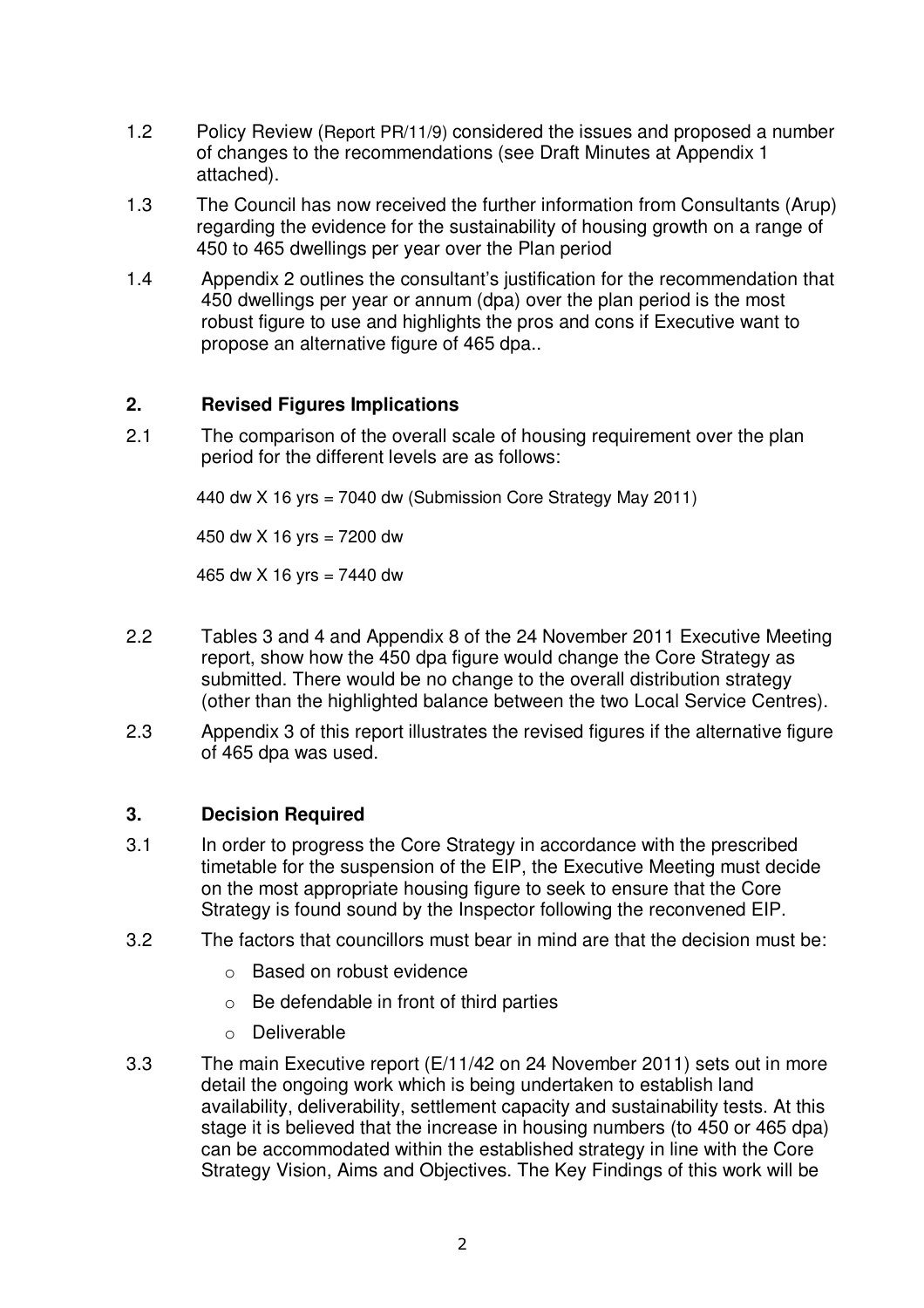1.2 Policy Review (Report PR/11/9) considered the issues and proposed a number of changes to the recommendations (see Draft Minutes at Appendix 1 attached).

1.3 The Council has now received the further information from Consultants (Arup) regarding the evidence for the sustainability of housing growth on a range of 450 to 465 dwellings per year over the Plan period

1.4 Appendix 2 outlines the consultant's justification for the recommendation that 450 dwellings per year or annum (dpa) over the plan period is the most robust figure to use and highlights the pros and cons if Executive want to propose an alternative figure of 465 dpa..

## 2. Revised Figures Implications

2.1 The comparison of the overall scale of housing requirement over the plan period for the different levels are as follows:

440 dw X 16 yrs = 7040 dw (Submission Core Strategy May 2011)

450 dw X 16 yrs = 7200 dw

465 dw X 16 yrs = 7440 dw

2.2 Tables 3 and 4 and Appendix 8 of the 24 November 2011 Executive Meeting report, show how the 450 dpa figure would change the Core Strategy as submitted. There would be no change to the overall distribution strategy (other than the highlighted balance between the two Local Service Centres).

2.3 Appendix 3 of this report illustrates the revised figures if the alternative figure of 465 dpa was used.

## 3. Decision Required

3.1 In order to progress the Core Strategy in accordance with the prescribed timetable for the suspension of the EIP, the Executive Meeting must decide on the most appropriate housing figure to seek to ensure that the Core Strategy is found sound by the Inspector following the reconvened EIP.

3.2 The factors that councillors must bear in mind are that the decision must be:

- Based on robust evidence
- Be defendable in front of third parties
- Deliverable

3.3 The main Executive report (E/11/42 on 24 November 2011) sets out in more detail the ongoing work which is being undertaken to establish land availability, deliverability, settlement capacity and sustainability tests. At this stage it is believed that the increase in housing numbers (to 450 or 465 dpa) can be accommodated within the established strategy in line with the Core Strategy Vision, Aims and Objectives. The Key Findings of this work will be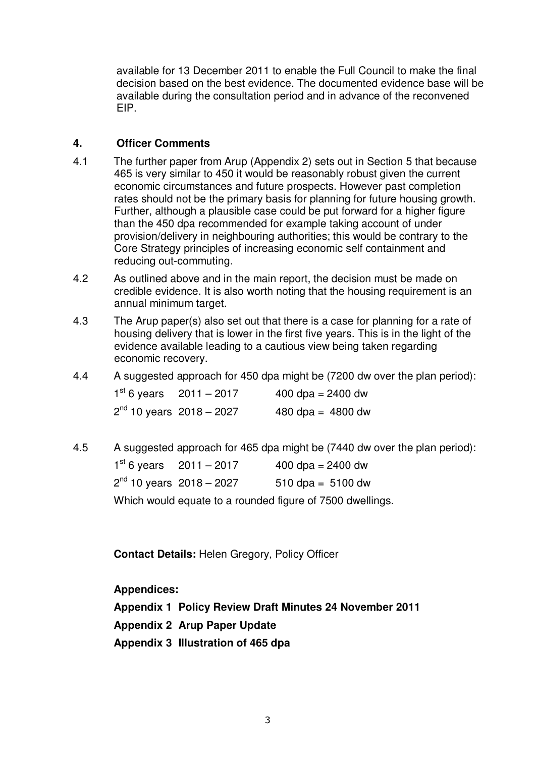available for 13 December 2011 to enable the Full Council to make the final decision based on the best evidence. The documented evidence base will be available during the consultation period and in advance of the reconvened EIP.

## 4. Officer Comments

4.1 The further paper from Arup (Appendix 2) sets out in Section 5 that because 465 is very similar to 450 it would be reasonably robust given the current economic circumstances and future prospects. However past completion rates should not be the primary basis for planning for future housing growth. Further, although a plausible case could be put forward for a higher figure than the 450 dpa recommended for example taking account of under provision/delivery in neighbouring authorities; this would be contrary to the Core Strategy principles of increasing economic self containment and reducing out-commuting.

4.2 As outlined above and in the main report, the decision must be made on credible evidence. It is also worth noting that the housing requirement is an annual minimum target.

4.3 The Arup paper(s) also set out that there is a case for planning for a rate of housing delivery that is lower in the first five years. This is in the light of the evidence available leading to a cautious view being taken regarding economic recovery.

4.4 A suggested approach for 450 dpa might be (7200 dw over the plan period):

| | | |
|---|---|---|
| 1st 6 years | 2011 – 2017 | 400 dpa = 2400 dw |
| 2nd 10 years | 2018 – 2027 | 480 dpa = 4800 dw |

4.5 A suggested approach for 465 dpa might be (7440 dw over the plan period):

| | | |
|---|---|---|
| 1st 6 years | 2011 – 2017 | 400 dpa = 2400 dw |
| 2nd 10 years | 2018 – 2027 | 510 dpa = 5100 dw |

Which would equate to a rounded figure of 7500 dwellings.

**Contact Details:** Helen Gregory, Policy Officer

**Appendices:**

**Appendix 1 Policy Review Draft Minutes 24 November 2011**

**Appendix 2 Arup Paper Update**

**Appendix 3 Illustration of 465 dpa**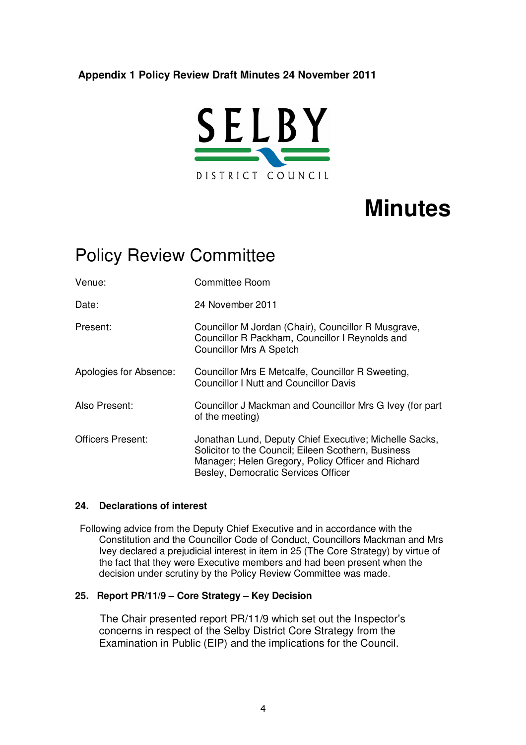**Appendix 1 Policy Review Draft Minutes 24 November 2011**

SELBY DISTRICT COUNCIL

# Minutes

## Policy Review Committee

| | |
|---|---|
| Venue: | Committee Room |
| Date: | 24 November 2011 |
| Present: | Councillor M Jordan (Chair), Councillor R Musgrave, Councillor R Packham, Councillor I Reynolds and Councillor Mrs A Spetch |
| Apologies for Absence: | Councillor Mrs E Metcalfe, Councillor R Sweeting, Councillor I Nutt and Councillor Davis |
| Also Present: | Councillor J Mackman and Councillor Mrs G Ivey (for part of the meeting) |
| Officers Present: | Jonathan Lund, Deputy Chief Executive; Michelle Sacks, Solicitor to the Council; Eileen Scothern, Business Manager; Helen Gregory, Policy Officer and Richard Besley, Democratic Services Officer |

### 24. Declarations of interest

Following advice from the Deputy Chief Executive and in accordance with the Constitution and the Councillor Code of Conduct, Councillors Mackman and Mrs Ivey declared a prejudicial interest in item in 25 (The Core Strategy) by virtue of the fact that they were Executive members and had been present when the decision under scrutiny by the Policy Review Committee was made.

### 25. Report PR/11/9 – Core Strategy – Key Decision

The Chair presented report PR/11/9 which set out the Inspector's concerns in respect of the Selby District Core Strategy from the Examination in Public (EIP) and the implications for the Council.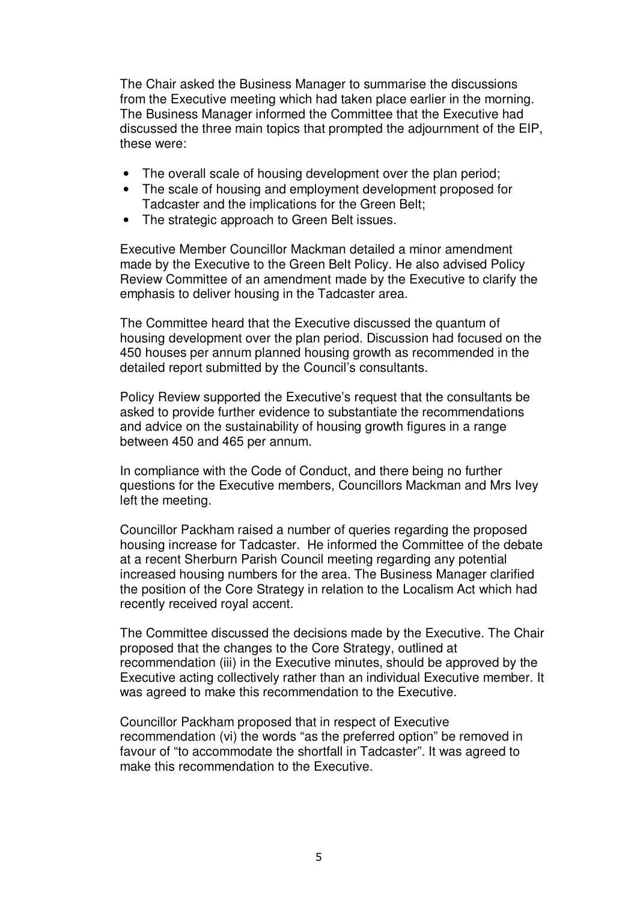The Chair asked the Business Manager to summarise the discussions from the Executive meeting which had taken place earlier in the morning. The Business Manager informed the Committee that the Executive had discussed the three main topics that prompted the adjournment of the EIP, these were:

- The overall scale of housing development over the plan period;
- The scale of housing and employment development proposed for Tadcaster and the implications for the Green Belt;
- The strategic approach to Green Belt issues.

Executive Member Councillor Mackman detailed a minor amendment made by the Executive to the Green Belt Policy. He also advised Policy Review Committee of an amendment made by the Executive to clarify the emphasis to deliver housing in the Tadcaster area.

The Committee heard that the Executive discussed the quantum of housing development over the plan period. Discussion had focused on the 450 houses per annum planned housing growth as recommended in the detailed report submitted by the Council's consultants.

Policy Review supported the Executive's request that the consultants be asked to provide further evidence to substantiate the recommendations and advice on the sustainability of housing growth figures in a range between 450 and 465 per annum.

In compliance with the Code of Conduct, and there being no further questions for the Executive members, Councillors Mackman and Mrs Ivey left the meeting.

Councillor Packham raised a number of queries regarding the proposed housing increase for Tadcaster. He informed the Committee of the debate at a recent Sherburn Parish Council meeting regarding any potential increased housing numbers for the area. The Business Manager clarified the position of the Core Strategy in relation to the Localism Act which had recently received royal accent.

The Committee discussed the decisions made by the Executive. The Chair proposed that the changes to the Core Strategy, outlined at recommendation (iii) in the Executive minutes, should be approved by the Executive acting collectively rather than an individual Executive member. It was agreed to make this recommendation to the Executive.

Councillor Packham proposed that in respect of Executive recommendation (vi) the words "as the preferred option" be removed in favour of "to accommodate the shortfall in Tadcaster". It was agreed to make this recommendation to the Executive.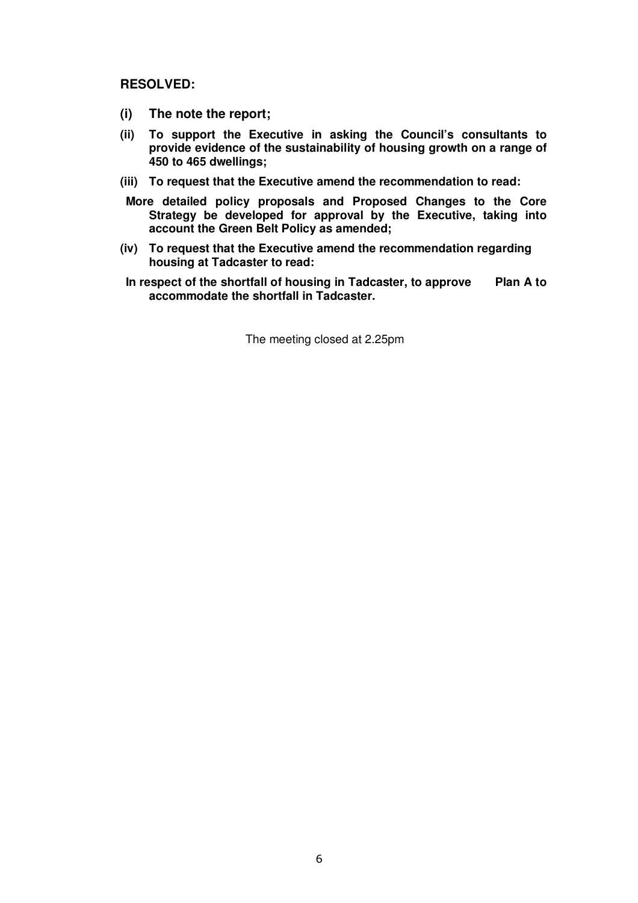**RESOLVED:**

**(i) The note the report;**

**(ii) To support the Executive in asking the Council's consultants to provide evidence of the sustainability of housing growth on a range of 450 to 465 dwellings;**

**(iii) To request that the Executive amend the recommendation to read:**

**More detailed policy proposals and Proposed Changes to the Core Strategy be developed for approval by the Executive, taking into account the Green Belt Policy as amended;**

**(iv) To request that the Executive amend the recommendation regarding housing at Tadcaster to read:**

**In respect of the shortfall of housing in Tadcaster, to approve Plan A to accommodate the shortfall in Tadcaster.**

The meeting closed at 2.25pm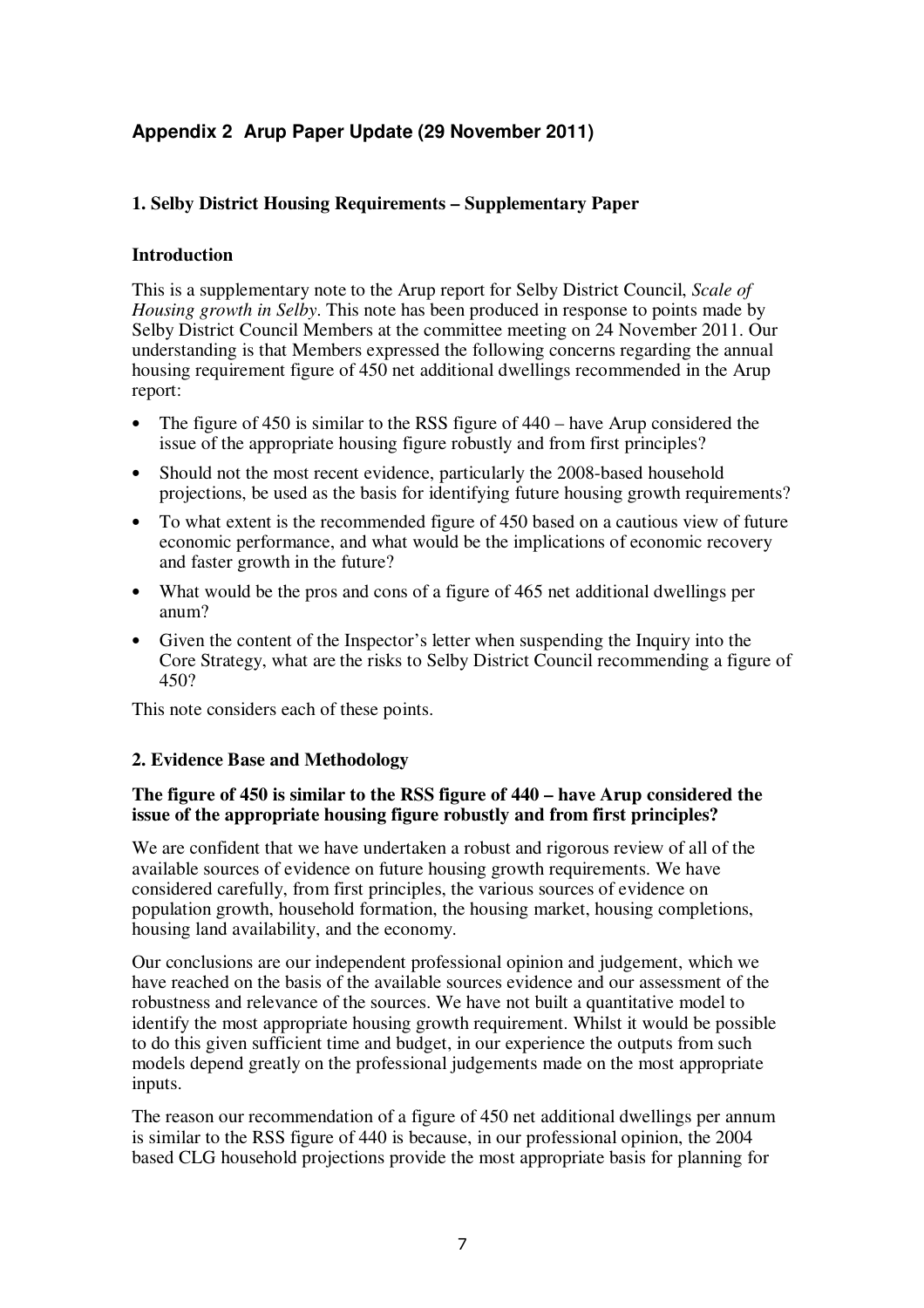## Appendix 2 Arup Paper Update (29 November 2011)

### 1. Selby District Housing Requirements – Supplementary Paper

**Introduction**

This is a supplementary note to the Arup report for Selby District Council, *Scale of Housing growth in Selby*. This note has been produced in response to points made by Selby District Council Members at the committee meeting on 24 November 2011. Our understanding is that Members expressed the following concerns regarding the annual housing requirement figure of 450 net additional dwellings recommended in the Arup report:

- The figure of 450 is similar to the RSS figure of 440 – have Arup considered the issue of the appropriate housing figure robustly and from first principles?
- Should not the most recent evidence, particularly the 2008-based household projections, be used as the basis for identifying future housing growth requirements?
- To what extent is the recommended figure of 450 based on a cautious view of future economic performance, and what would be the implications of economic recovery and faster growth in the future?
- What would be the pros and cons of a figure of 465 net additional dwellings per anum?
- Given the content of the Inspector's letter when suspending the Inquiry into the Core Strategy, what are the risks to Selby District Council recommending a figure of 450?

This note considers each of these points.

### 2. Evidence Base and Methodology

**The figure of 450 is similar to the RSS figure of 440 – have Arup considered the issue of the appropriate housing figure robustly and from first principles?**

We are confident that we have undertaken a robust and rigorous review of all of the available sources of evidence on future housing growth requirements. We have considered carefully, from first principles, the various sources of evidence on population growth, household formation, the housing market, housing completions, housing land availability, and the economy.

Our conclusions are our independent professional opinion and judgement, which we have reached on the basis of the available sources evidence and our assessment of the robustness and relevance of the sources. We have not built a quantitative model to identify the most appropriate housing growth requirement. Whilst it would be possible to do this given sufficient time and budget, in our experience the outputs from such models depend greatly on the professional judgements made on the most appropriate inputs.

The reason our recommendation of a figure of 450 net additional dwellings per annum is similar to the RSS figure of 440 is because, in our professional opinion, the 2004 based CLG household projections provide the most appropriate basis for planning for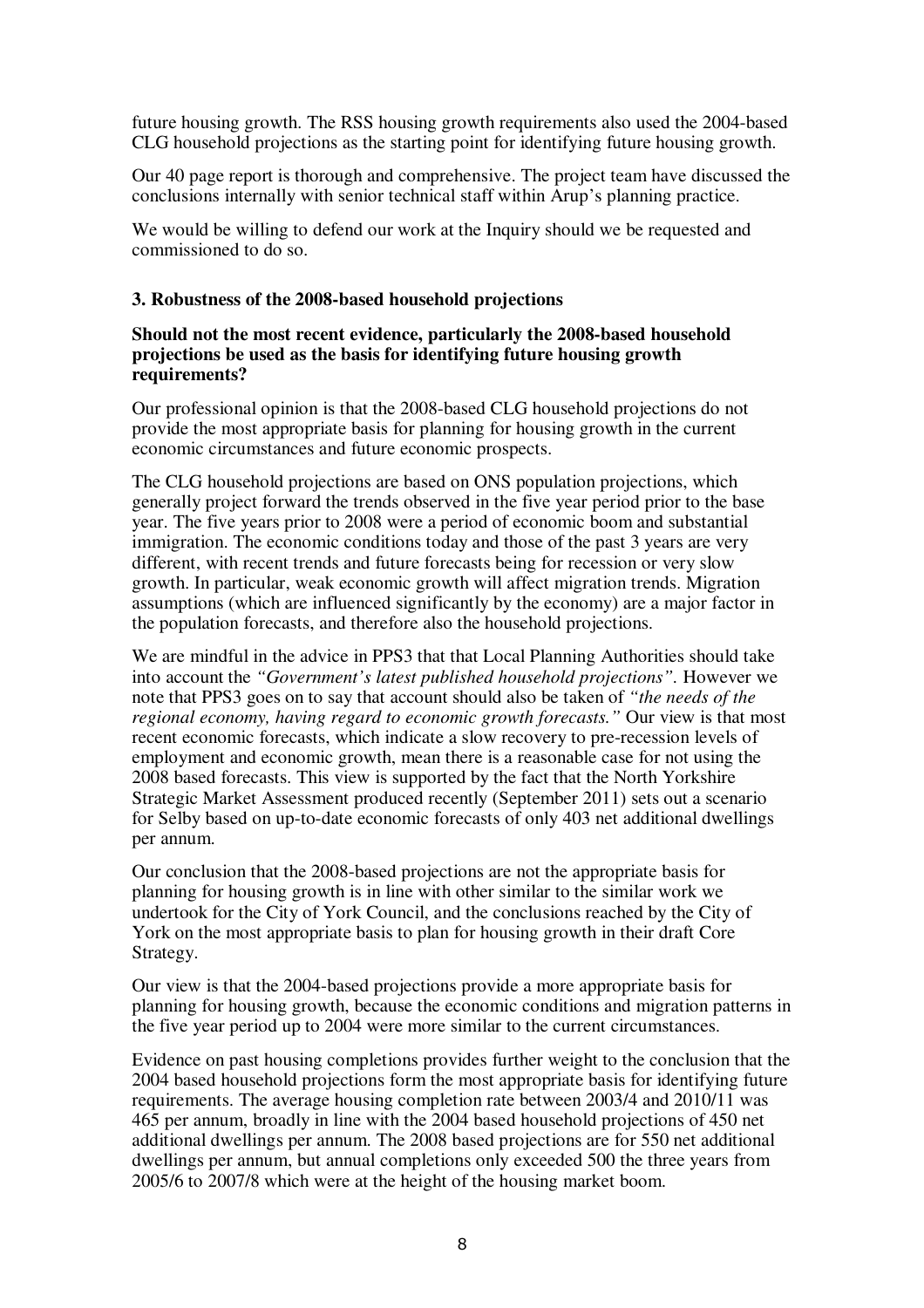future housing growth. The RSS housing growth requirements also used the 2004-based CLG household projections as the starting point for identifying future housing growth.

Our 40 page report is thorough and comprehensive. The project team have discussed the conclusions internally with senior technical staff within Arup's planning practice.

We would be willing to defend our work at the Inquiry should we be requested and commissioned to do so.

### 3. Robustness of the 2008-based household projections

**Should not the most recent evidence, particularly the 2008-based household projections be used as the basis for identifying future housing growth requirements?**

Our professional opinion is that the 2008-based CLG household projections do not provide the most appropriate basis for planning for housing growth in the current economic circumstances and future economic prospects.

The CLG household projections are based on ONS population projections, which generally project forward the trends observed in the five year period prior to the base year. The five years prior to 2008 were a period of economic boom and substantial immigration. The economic conditions today and those of the past 3 years are very different, with recent trends and future forecasts being for recession or very slow growth. In particular, weak economic growth will affect migration trends. Migration assumptions (which are influenced significantly by the economy) are a major factor in the population forecasts, and therefore also the household projections.

We are mindful in the advice in PPS3 that that Local Planning Authorities should take into account the *"Government's latest published household projections"*. However we note that PPS3 goes on to say that account should also be taken of *"the needs of the regional economy, having regard to economic growth forecasts."* Our view is that most recent economic forecasts, which indicate a slow recovery to pre-recession levels of employment and economic growth, mean there is a reasonable case for not using the 2008 based forecasts. This view is supported by the fact that the North Yorkshire Strategic Market Assessment produced recently (September 2011) sets out a scenario for Selby based on up-to-date economic forecasts of only 403 net additional dwellings per annum.

Our conclusion that the 2008-based projections are not the appropriate basis for planning for housing growth is in line with other similar to the similar work we undertook for the City of York Council, and the conclusions reached by the City of York on the most appropriate basis to plan for housing growth in their draft Core Strategy.

Our view is that the 2004-based projections provide a more appropriate basis for planning for housing growth, because the economic conditions and migration patterns in the five year period up to 2004 were more similar to the current circumstances.

Evidence on past housing completions provides further weight to the conclusion that the 2004 based household projections form the most appropriate basis for identifying future requirements. The average housing completion rate between 2003/4 and 2010/11 was 465 per annum, broadly in line with the 2004 based household projections of 450 net additional dwellings per annum. The 2008 based projections are for 550 net additional dwellings per annum, but annual completions only exceeded 500 the three years from 2005/6 to 2007/8 which were at the height of the housing market boom.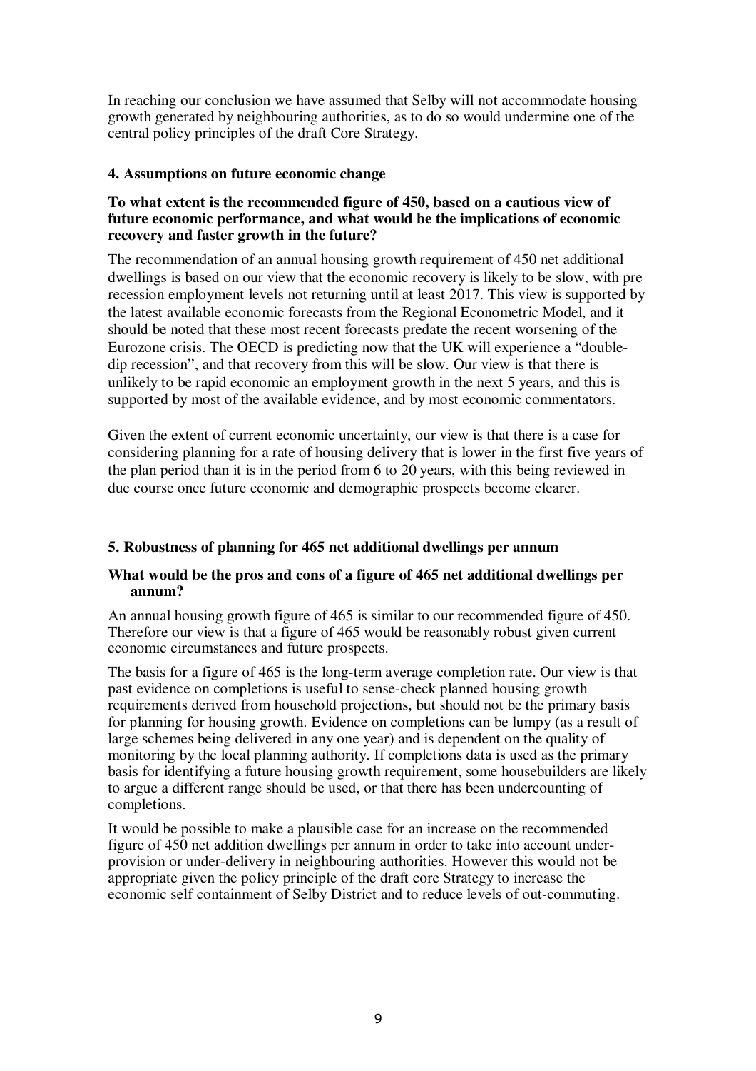In reaching our conclusion we have assumed that Selby will not accommodate housing growth generated by neighbouring authorities, as to do so would undermine one of the central policy principles of the draft Core Strategy.

### 4. Assumptions on future economic change

**To what extent is the recommended figure of 450, based on a cautious view of future economic performance, and what would be the implications of economic recovery and faster growth in the future?**

The recommendation of an annual housing growth requirement of 450 net additional dwellings is based on our view that the economic recovery is likely to be slow, with pre recession employment levels not returning until at least 2017. This view is supported by the latest available economic forecasts from the Regional Econometric Model, and it should be noted that these most recent forecasts predate the recent worsening of the Eurozone crisis. The OECD is predicting now that the UK will experience a "double-dip recession", and that recovery from this will be slow. Our view is that there is unlikely to be rapid economic an employment growth in the next 5 years, and this is supported by most of the available evidence, and by most economic commentators.

Given the extent of current economic uncertainty, our view is that there is a case for considering planning for a rate of housing delivery that is lower in the first five years of the plan period than it is in the period from 6 to 20 years, with this being reviewed in due course once future economic and demographic prospects become clearer.

### 5. Robustness of planning for 465 net additional dwellings per annum

**What would be the pros and cons of a figure of 465 net additional dwellings per annum?**

An annual housing growth figure of 465 is similar to our recommended figure of 450. Therefore our view is that a figure of 465 would be reasonably robust given current economic circumstances and future prospects.

The basis for a figure of 465 is the long-term average completion rate. Our view is that past evidence on completions is useful to sense-check planned housing growth requirements derived from household projections, but should not be the primary basis for planning for housing growth. Evidence on completions can be lumpy (as a result of large schemes being delivered in any one year) and is dependent on the quality of monitoring by the local planning authority. If completions data is used as the primary basis for identifying a future housing growth requirement, some housebuilders are likely to argue a different range should be used, or that there has been undercounting of completions.

It would be possible to make a plausible case for an increase on the recommended figure of 450 net addition dwellings per annum in order to take into account under-provision or under-delivery in neighbouring authorities. However this would not be appropriate given the policy principle of the draft core Strategy to increase the economic self containment of Selby District and to reduce levels of out-commuting.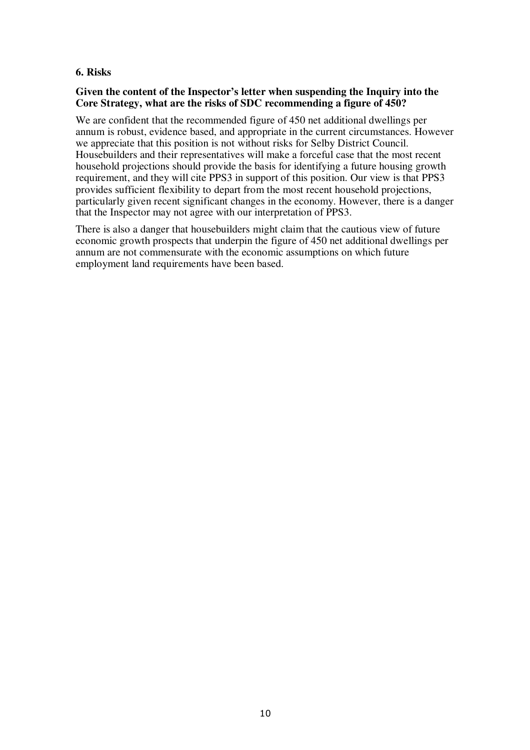## 6. Risks

**Given the content of the Inspector's letter when suspending the Inquiry into the Core Strategy, what are the risks of SDC recommending a figure of 450?**

We are confident that the recommended figure of 450 net additional dwellings per annum is robust, evidence based, and appropriate in the current circumstances. However we appreciate that this position is not without risks for Selby District Council. Housebuilders and their representatives will make a forceful case that the most recent household projections should provide the basis for identifying a future housing growth requirement, and they will cite PPS3 in support of this position. Our view is that PPS3 provides sufficient flexibility to depart from the most recent household projections, particularly given recent significant changes in the economy. However, there is a danger that the Inspector may not agree with our interpretation of PPS3.

There is also a danger that housebuilders might claim that the cautious view of future economic growth prospects that underpin the figure of 450 net additional dwellings per annum are not commensurate with the economic assumptions on which future employment land requirements have been based.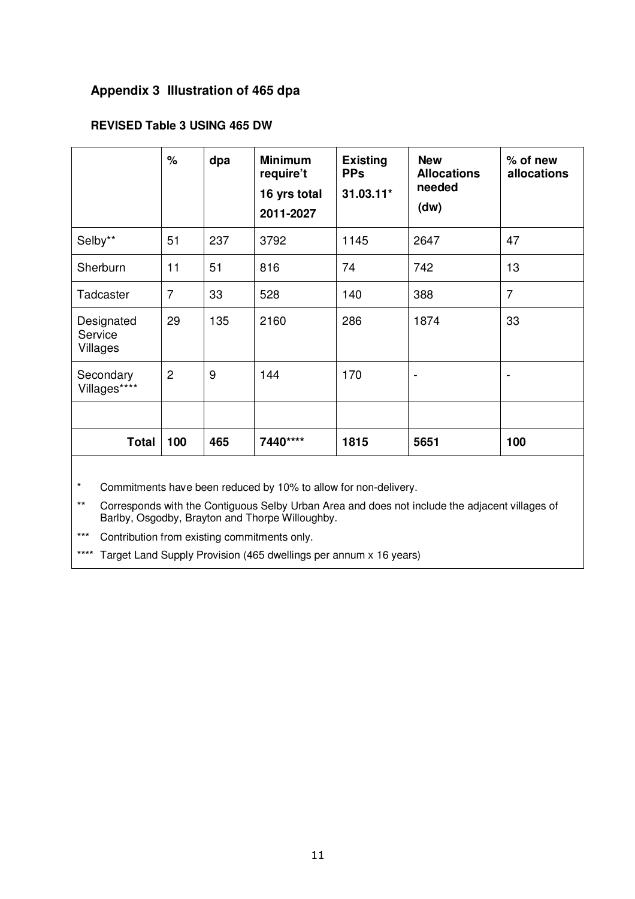## Appendix 3 Illustration of 465 dpa

### REVISED Table 3 USING 465 DW

| | % | dpa | Minimum require't 16 yrs total 2011-2027 | Existing PPs 31.03.11* | New Allocations needed (dw) | % of new allocations |
|---|---|---|---|---|---|---|
| Selby** | 51 | 237 | 3792 | 1145 | 2647 | 47 |
| Sherburn | 11 | 51 | 816 | 74 | 742 | 13 |
| Tadcaster | 7 | 33 | 528 | 140 | 388 | 7 |
| Designated Service Villages | 29 | 135 | 2160 | 286 | 1874 | 33 |
| Secondary Villages**** | 2 | 9 | 144 | 170 | - | - |
| | | | | | | |
| **Total** | **100** | **465** | **7440****** | **1815** | **5651** | **100** |

\* Commitments have been reduced by 10% to allow for non-delivery.

** Corresponds with the Contiguous Selby Urban Area and does not include the adjacent villages of Barlby, Osgodby, Brayton and Thorpe Willoughby.

*** Contribution from existing commitments only.

**** Target Land Supply Provision (465 dwellings per annum x 16 years)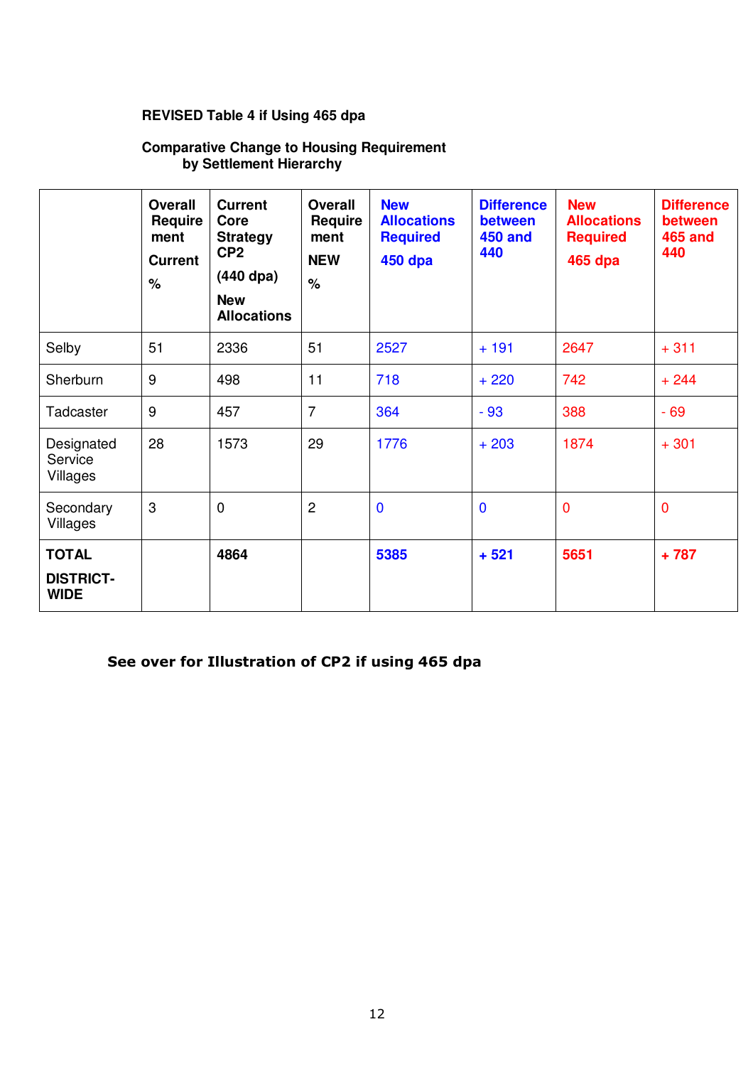**REVISED Table 4 if Using 465 dpa**

**Comparative Change to Housing Requirement by Settlement Hierarchy**

| | Overall Requirement Current % | Current Core Strategy CP2 (440 dpa) New Allocations | Overall Requirement NEW % | New Allocations Required 450 dpa | Difference between 450 and 440 | New Allocations Required 465 dpa | Difference between 465 and 440 |
|---|---|---|---|---|---|---|---|
| Selby | 51 | 2336 | 51 | 2527 | + 191 | 2647 | + 311 |
| Sherburn | 9 | 498 | 11 | 718 | + 220 | 742 | + 244 |
| Tadcaster | 9 | 457 | 7 | 364 | - 93 | 388 | - 69 |
| Designated Service Villages | 28 | 1573 | 29 | 1776 | + 203 | 1874 | + 301 |
| Secondary Villages | 3 | 0 | 2 | 0 | 0 | 0 | 0 |
| **TOTAL DISTRICT-WIDE** | | **4864** | | **5385** | **+ 521** | **5651** | **+ 787** |

**See over for Illustration of CP2 if using 465 dpa**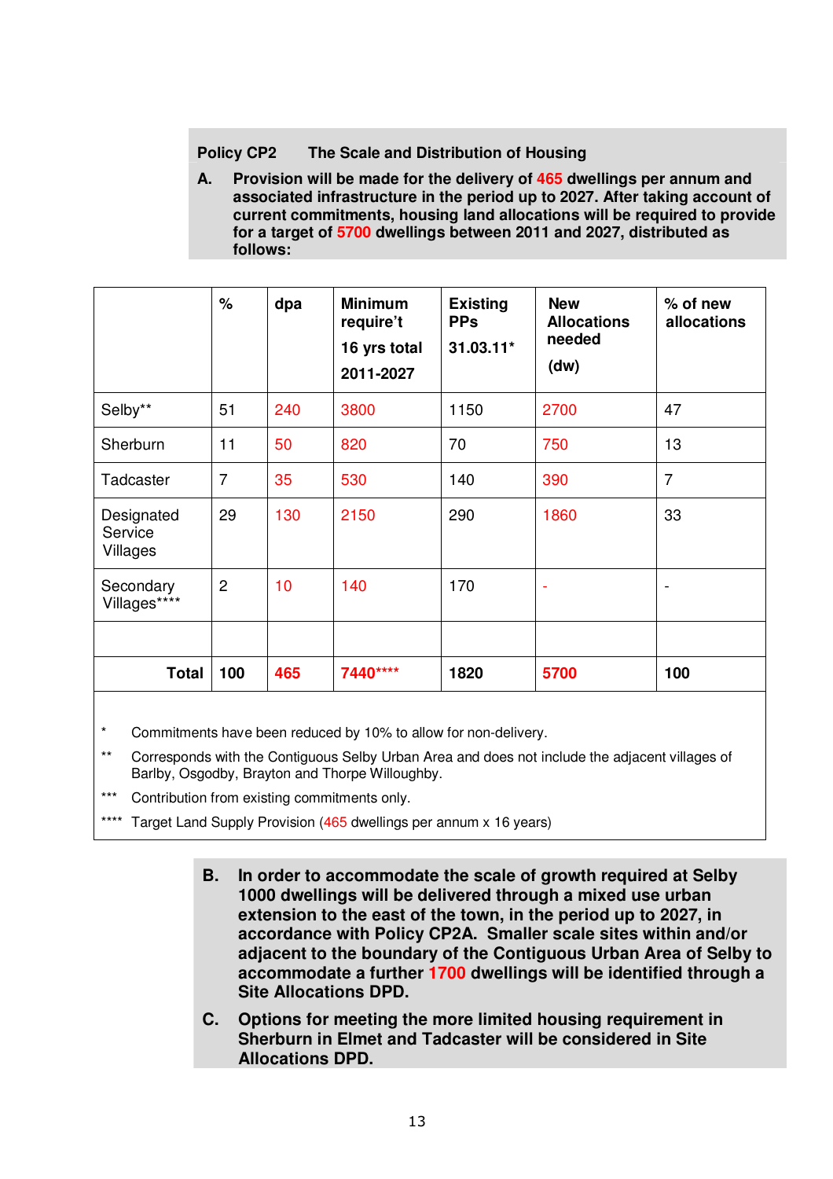**Policy CP2 The Scale and Distribution of Housing**

**A. Provision will be made for the delivery of 465 dwellings per annum and associated infrastructure in the period up to 2027. After taking account of current commitments, housing land allocations will be required to provide for a target of 5700 dwellings between 2011 and 2027, distributed as follows:**

| | % | dpa | Minimum require't 16 yrs total 2011-2027 | Existing PPs 31.03.11* | New Allocations needed (dw) | % of new allocations |
|---|---|---|---|---|---|---|
| Selby** | 51 | 240 | 3800 | 1150 | 2700 | 47 |
| Sherburn | 11 | 50 | 820 | 70 | 750 | 13 |
| Tadcaster | 7 | 35 | 530 | 140 | 390 | 7 |
| Designated Service Villages | 29 | 130 | 2150 | 290 | 1860 | 33 |
| Secondary Villages**** | 2 | 10 | 140 | 170 | - | - |
| | | | | | | |
| **Total** | **100** | **465** | **7440******** | **1820** | **5700** | **100** |

\* Commitments have been reduced by 10% to allow for non-delivery.

** Corresponds with the Contiguous Selby Urban Area and does not include the adjacent villages of Barlby, Osgodby, Brayton and Thorpe Willoughby.

*** Contribution from existing commitments only.

**** Target Land Supply Provision (465 dwellings per annum x 16 years)

**B. In order to accommodate the scale of growth required at Selby 1000 dwellings will be delivered through a mixed use urban extension to the east of the town, in the period up to 2027, in accordance with Policy CP2A. Smaller scale sites within and/or adjacent to the boundary of the Contiguous Urban Area of Selby to accommodate a further 1700 dwellings will be identified through a Site Allocations DPD.**

**C. Options for meeting the more limited housing requirement in Sherburn in Elmet and Tadcaster will be considered in Site Allocations DPD.**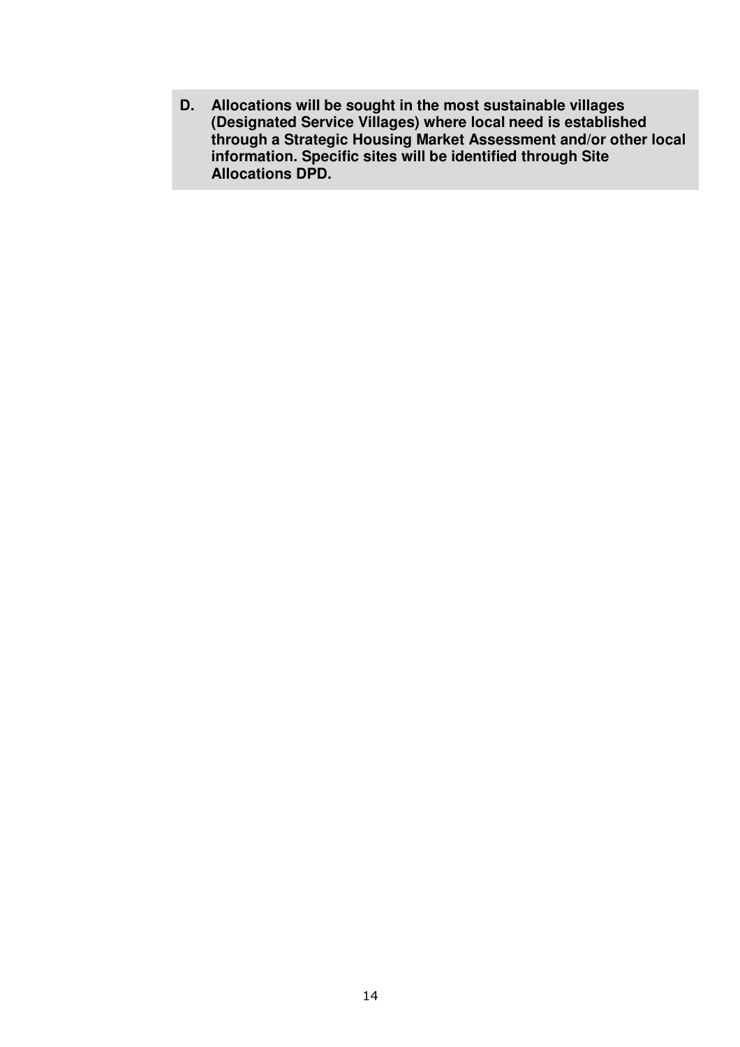**D. Allocations will be sought in the most sustainable villages (Designated Service Villages) where local need is established through a Strategic Housing Market Assessment and/or other local information. Specific sites will be identified through Site Allocations DPD.**